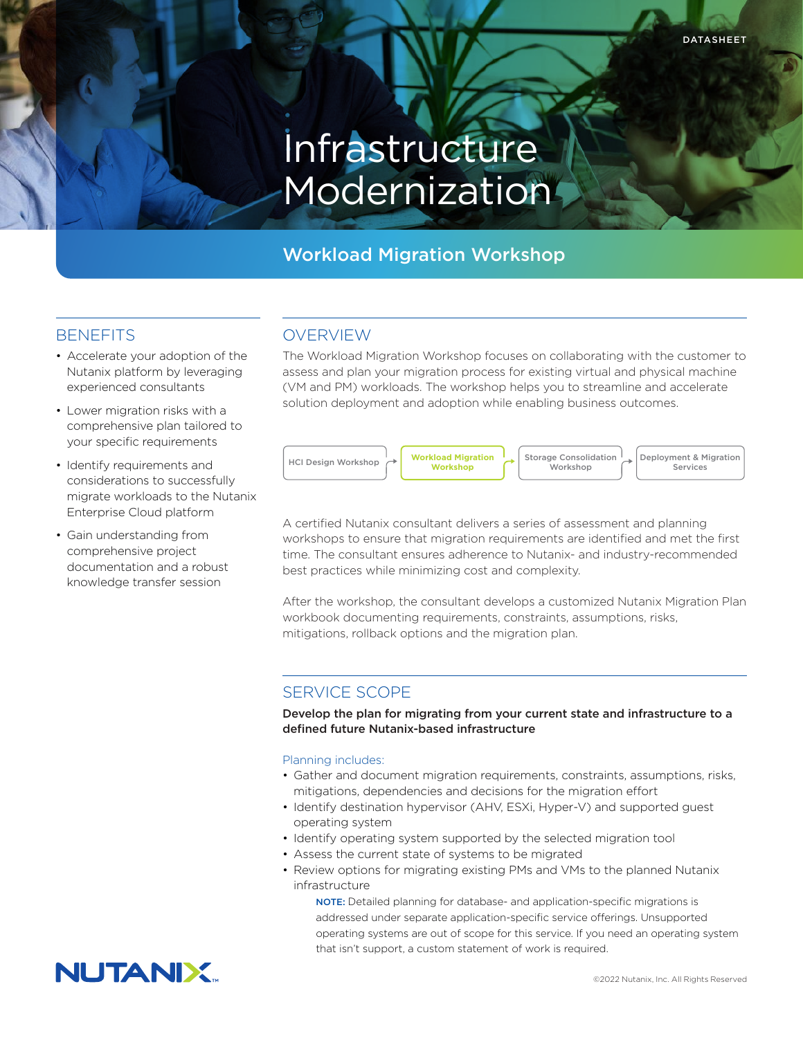DATASHEET

# Infrastructure Modernization

## Workload Migration Workshop

## BENEFITS

- Accelerate your adoption of the Nutanix platform by leveraging experienced consultants
- Lower migration risks with a comprehensive plan tailored to your specific requirements
- Identify requirements and considerations to successfully migrate workloads to the Nutanix Enterprise Cloud platform
- Gain understanding from comprehensive project documentation and a robust knowledge transfer session

## OVERVIEW

The Workload Migration Workshop focuses on collaborating with the customer to assess and plan your migration process for existing virtual and physical machine (VM and PM) workloads. The workshop helps you to streamline and accelerate solution deployment and adoption while enabling business outcomes.

HCI Design Workshop → **Workload Migration Workshop** → Storage Consolidation Workshop → Deployment & Migration Services

A certified Nutanix consultant delivers a series of assessment and planning workshops to ensure that migration requirements are identified and met the first time. The consultant ensures adherence to Nutanix- and industry-recommended best practices while minimizing cost and complexity.

After the workshop, the consultant develops a customized Nutanix Migration Plan workbook documenting requirements, constraints, assumptions, risks, mitigations, rollback options and the migration plan.

## SERVICE SCOPE

**Develop the plan for migrating from your current state and infrastructure to a defined future Nutanix-based infrastructure**

Planning includes:

- Gather and document migration requirements, constraints, assumptions, risks, mitigations, dependencies and decisions for the migration effort
- Identify destination hypervisor (AHV, ESXi, Hyper-V) and supported guest operating system
- Identify operating system supported by the selected migration tool
- Assess the current state of systems to be migrated
- Review options for migrating existing PMs and VMs to the planned Nutanix infrastructure

**NOTE:** Detailed planning for database- and application-specific migrations is addressed under separate application-specific service offerings. Unsupported operating systems are out of scope for this service. If you need an operating system that isn't support, a custom statement of work is required.

©2022 Nutanix, Inc. All Rights Reserved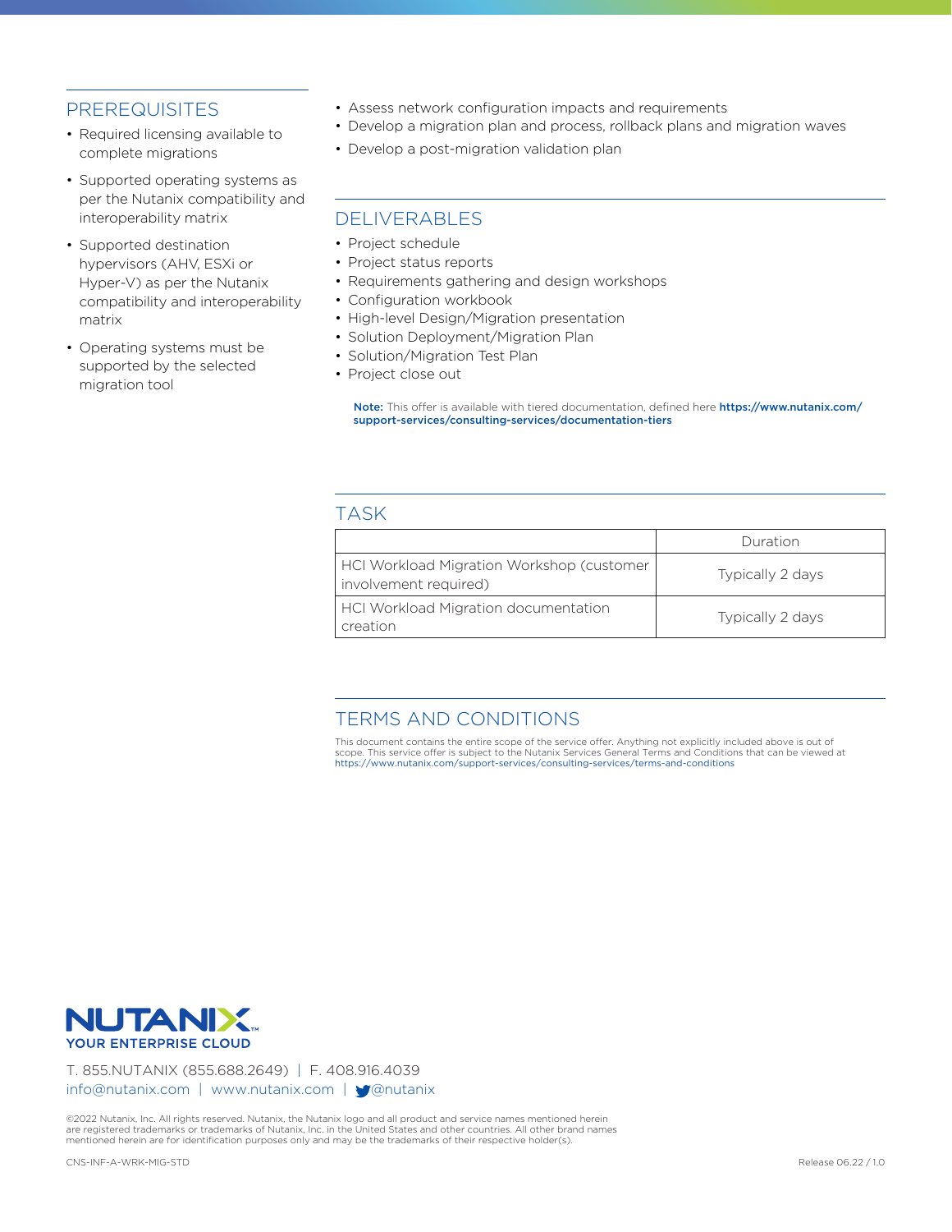## PREREQUISITES

- Required licensing available to complete migrations
- Supported operating systems as per the Nutanix compatibility and interoperability matrix
- Supported destination hypervisors (AHV, ESXi or Hyper-V) as per the Nutanix compatibility and interoperability matrix
- Operating systems must be supported by the selected migration tool

- Assess network configuration impacts and requirements
- Develop a migration plan and process, rollback plans and migration waves
- Develop a post-migration validation plan

## DELIVERABLES

- Project schedule
- Project status reports
- Requirements gathering and design workshops
- Configuration workbook
- High-level Design/Migration presentation
- Solution Deployment/Migration Plan
- Solution/Migration Test Plan
- Project close out

**Note:** This offer is available with tiered documentation, defined here **https://www.nutanix.com/support-services/consulting-services/documentation-tiers**

## TASK

| | Duration |
|---|---|
| HCI Workload Migration Workshop (customer involvement required) | Typically 2 days |
| HCI Workload Migration documentation creation | Typically 2 days |

## TERMS AND CONDITIONS

This document contains the entire scope of the service offer. Anything not explicitly included above is out of scope. This service offer is subject to the Nutanix Services General Terms and Conditions that can be viewed at https://www.nutanix.com/support-services/consulting-services/terms-and-conditions

NUTANIX
YOUR ENTERPRISE CLOUD

T. 855.NUTANIX (855.688.2649) | F. 408.916.4039
info@nutanix.com | www.nutanix.com | @nutanix

©2022 Nutanix, Inc. All rights reserved. Nutanix, the Nutanix logo and all product and service names mentioned herein are registered trademarks or trademarks of Nutanix, Inc. in the United States and other countries. All other brand names mentioned herein are for identification purposes only and may be the trademarks of their respective holder(s).

CNS-INF-A-WRK-MIG-STD

Release 06.22 / 1.0